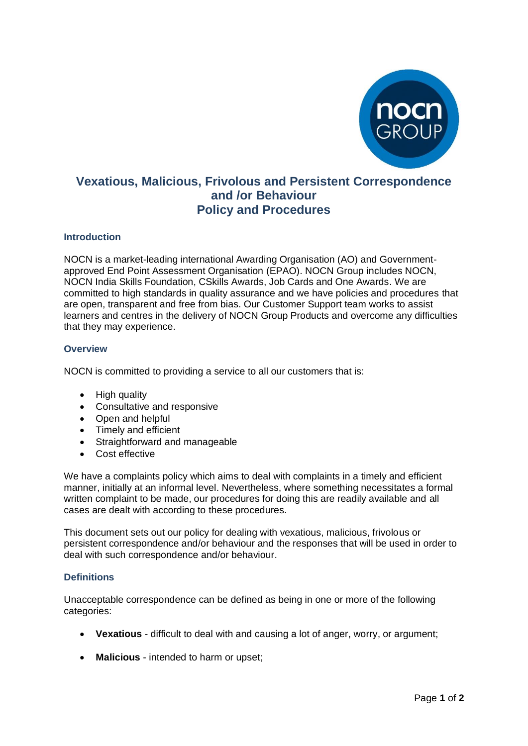# Vexatious, Malicious, Frivolous and Persistent Correspondence and /or Behaviour Policy and Procedures

## Introduction

NOCN is a market-leading international Awarding Organisation (AO) and Government-approved End Point Assessment Organisation (EPAO). NOCN Group includes NOCN, NOCN India Skills Foundation, CSkills Awards, Job Cards and One Awards. We are committed to high standards in quality assurance and we have policies and procedures that are open, transparent and free from bias. Our Customer Support team works to assist learners and centres in the delivery of NOCN Group Products and overcome any difficulties that they may experience.

## Overview

NOCN is committed to providing a service to all our customers that is:

- High quality
- Consultative and responsive
- Open and helpful
- Timely and efficient
- Straightforward and manageable
- Cost effective

We have a complaints policy which aims to deal with complaints in a timely and efficient manner, initially at an informal level. Nevertheless, where something necessitates a formal written complaint to be made, our procedures for doing this are readily available and all cases are dealt with according to these procedures.

This document sets out our policy for dealing with vexatious, malicious, frivolous or persistent correspondence and/or behaviour and the responses that will be used in order to deal with such correspondence and/or behaviour.

## Definitions

Unacceptable correspondence can be defined as being in one or more of the following categories:

- **Vexatious** - difficult to deal with and causing a lot of anger, worry, or argument;
- **Malicious** - intended to harm or upset;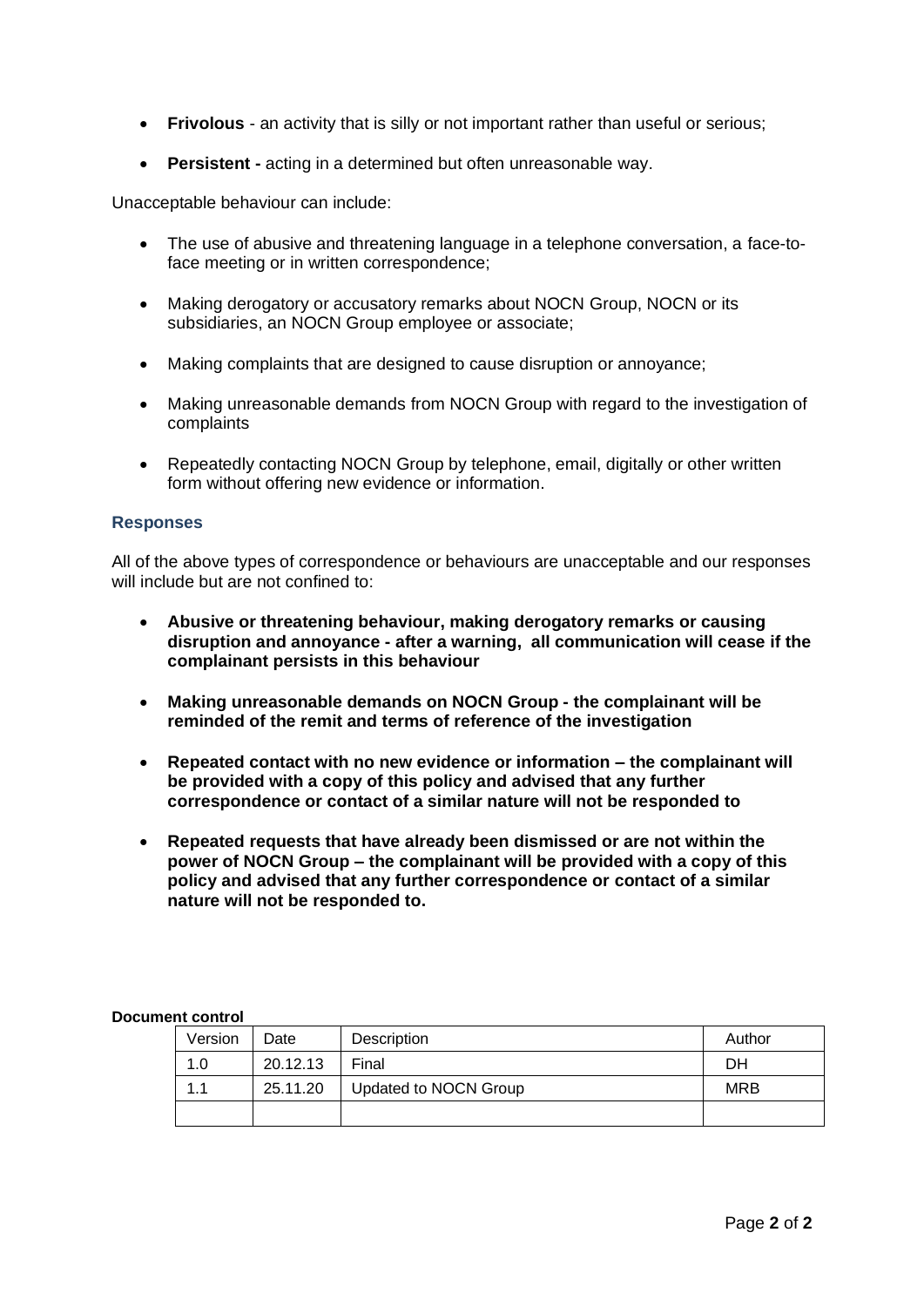- **Frivolous** - an activity that is silly or not important rather than useful or serious;
- **Persistent -** acting in a determined but often unreasonable way.

Unacceptable behaviour can include:

- The use of abusive and threatening language in a telephone conversation, a face-to-face meeting or in written correspondence;
- Making derogatory or accusatory remarks about NOCN Group, NOCN or its subsidiaries, an NOCN Group employee or associate;
- Making complaints that are designed to cause disruption or annoyance;
- Making unreasonable demands from NOCN Group with regard to the investigation of complaints
- Repeatedly contacting NOCN Group by telephone, email, digitally or other written form without offering new evidence or information.

### Responses

All of the above types of correspondence or behaviours are unacceptable and our responses will include but are not confined to:

- **Abusive or threatening behaviour, making derogatory remarks or causing disruption and annoyance - after a warning, all communication will cease if the complainant persists in this behaviour**
- **Making unreasonable demands on NOCN Group - the complainant will be reminded of the remit and terms of reference of the investigation**
- **Repeated contact with no new evidence or information – the complainant will be provided with a copy of this policy and advised that any further correspondence or contact of a similar nature will not be responded to**
- **Repeated requests that have already been dismissed or are not within the power of NOCN Group – the complainant will be provided with a copy of this policy and advised that any further correspondence or contact of a similar nature will not be responded to.**

**Document control**

| Version | Date | Description | Author |
|---|---|---|---|
| 1.0 | 20.12.13 | Final | DH |
| 1.1 | 25.11.20 | Updated to NOCN Group | MRB |
| | | | |